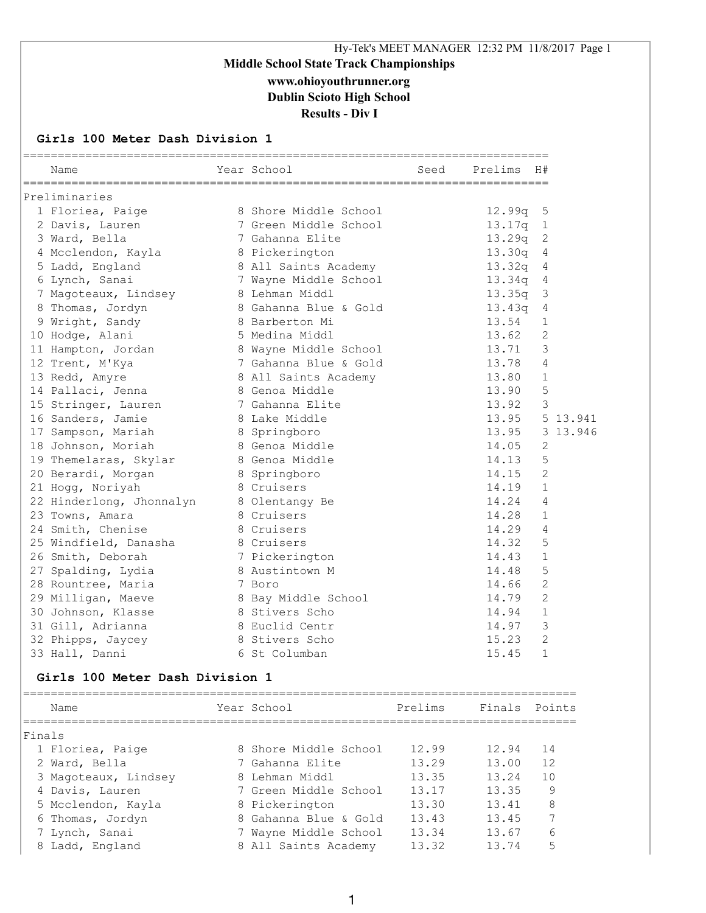Hy-Tek's MEET MANAGER 12:32 PM 11/8/2017 Page 1

# Middle School State Track Championships

**www.ohioyouthrunner.org**

**Dublin Scioto High School**

**Results - Div I**

## Girls 100 Meter Dash Division 1

Preliminaries

| | Name | Year | School | Seed | Prelims | H# | |
|---|---|---|---|---|---|---|---|
| 1 | Floriea, Paige | 8 | Shore Middle School | | 12.99q | 5 | |
| 2 | Davis, Lauren | 7 | Green Middle School | | 13.17q | 1 | |
| 3 | Ward, Bella | 7 | Gahanna Elite | | 13.29q | 2 | |
| 4 | Mcclendon, Kayla | 8 | Pickerington | | 13.30q | 4 | |
| 5 | Ladd, England | 8 | All Saints Academy | | 13.32q | 4 | |
| 6 | Lynch, Sanai | 7 | Wayne Middle School | | 13.34q | 4 | |
| 7 | Magoteaux, Lindsey | 8 | Lehman Middl | | 13.35q | 3 | |
| 8 | Thomas, Jordyn | 8 | Gahanna Blue & Gold | | 13.43q | 4 | |
| 9 | Wright, Sandy | 8 | Barberton Mi | | 13.54 | 1 | |
| 10 | Hodge, Alani | 5 | Medina Middl | | 13.62 | 2 | |
| 11 | Hampton, Jordan | 8 | Wayne Middle School | | 13.71 | 3 | |
| 12 | Trent, M'Kya | 7 | Gahanna Blue & Gold | | 13.78 | 4 | |
| 13 | Redd, Amyre | 8 | All Saints Academy | | 13.80 | 1 | |
| 14 | Pallaci, Jenna | 8 | Genoa Middle | | 13.90 | 5 | |
| 15 | Stringer, Lauren | 7 | Gahanna Elite | | 13.92 | 3 | |
| 16 | Sanders, Jamie | 8 | Lake Middle | | 13.95 | 5 | 13.941 |
| 17 | Sampson, Mariah | 8 | Springboro | | 13.95 | 3 | 13.946 |
| 18 | Johnson, Moriah | 8 | Genoa Middle | | 14.05 | 2 | |
| 19 | Themelaras, Skylar | 8 | Genoa Middle | | 14.13 | 5 | |
| 20 | Berardi, Morgan | 8 | Springboro | | 14.15 | 2 | |
| 21 | Hogg, Noriyah | 8 | Cruisers | | 14.19 | 1 | |
| 22 | Hinderlong, Jhonnalyn | 8 | Olentangy Be | | 14.24 | 4 | |
| 23 | Towns, Amara | 8 | Cruisers | | 14.28 | 1 | |
| 24 | Smith, Chenise | 8 | Cruisers | | 14.29 | 4 | |
| 25 | Windfield, Danasha | 8 | Cruisers | | 14.32 | 5 | |
| 26 | Smith, Deborah | 7 | Pickerington | | 14.43 | 1 | |
| 27 | Spalding, Lydia | 8 | Austintown M | | 14.48 | 5 | |
| 28 | Rountree, Maria | 7 | Boro | | 14.66 | 2 | |
| 29 | Milligan, Maeve | 8 | Bay Middle School | | 14.79 | 2 | |
| 30 | Johnson, Klasse | 8 | Stivers Scho | | 14.94 | 1 | |
| 31 | Gill, Adrianna | 8 | Euclid Centr | | 14.97 | 3 | |
| 32 | Phipps, Jaycey | 8 | Stivers Scho | | 15.23 | 2 | |
| 33 | Hall, Danni | 6 | St Columban | | 15.45 | 1 | |

## Girls 100 Meter Dash Division 1

Finals

| | Name | Year | School | Prelims | Finals | Points |
|---|---|---|---|---|---|---|
| 1 | Floriea, Paige | 8 | Shore Middle School | 12.99 | 12.94 | 14 |
| 2 | Ward, Bella | 7 | Gahanna Elite | 13.29 | 13.00 | 12 |
| 3 | Magoteaux, Lindsey | 8 | Lehman Middl | 13.35 | 13.24 | 10 |
| 4 | Davis, Lauren | 7 | Green Middle School | 13.17 | 13.35 | 9 |
| 5 | Mcclendon, Kayla | 8 | Pickerington | 13.30 | 13.41 | 8 |
| 6 | Thomas, Jordyn | 8 | Gahanna Blue & Gold | 13.43 | 13.45 | 7 |
| 7 | Lynch, Sanai | 7 | Wayne Middle School | 13.34 | 13.67 | 6 |
| 8 | Ladd, England | 8 | All Saints Academy | 13.32 | 13.74 | 5 |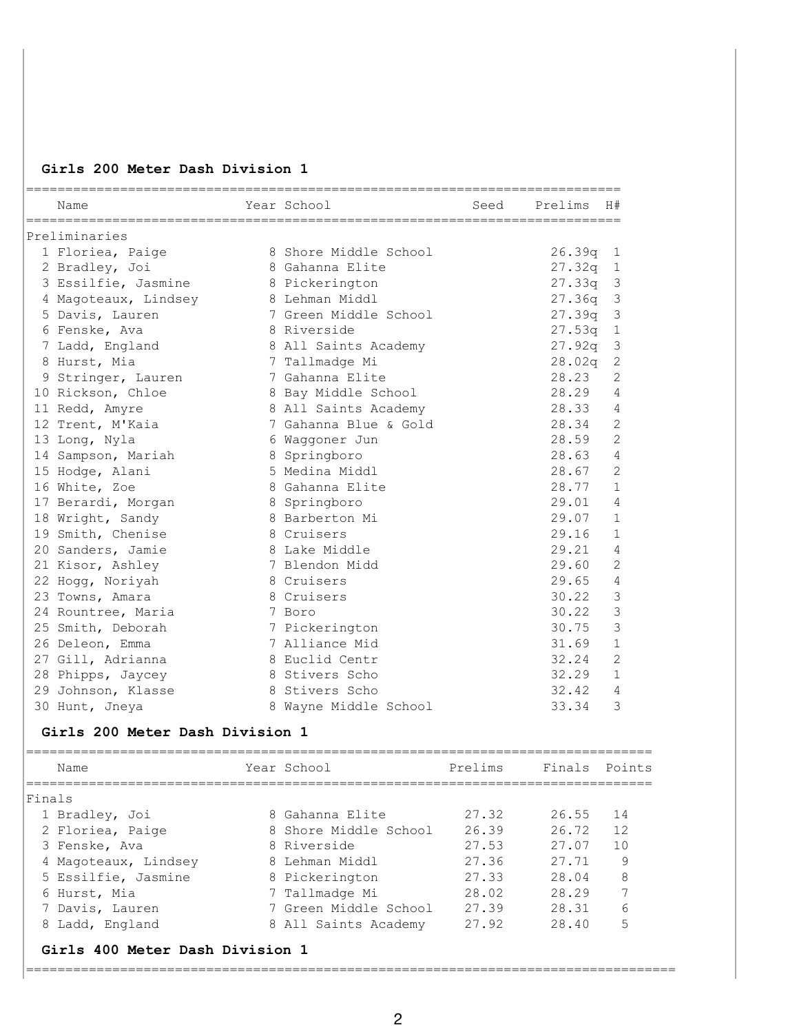## Girls 200 Meter Dash Division 1

Preliminaries

| | Name | Year | School | Seed | Prelims | H# |
|---|---|---|---|---|---|---|
| 1 | Floriea, Paige | 8 | Shore Middle School | | 26.39q | 1 |
| 2 | Bradley, Joi | 8 | Gahanna Elite | | 27.32q | 1 |
| 3 | Essilfie, Jasmine | 8 | Pickerington | | 27.33q | 3 |
| 4 | Magoteaux, Lindsey | 8 | Lehman Middl | | 27.36q | 3 |
| 5 | Davis, Lauren | 7 | Green Middle School | | 27.39q | 3 |
| 6 | Fenske, Ava | 8 | Riverside | | 27.53q | 1 |
| 7 | Ladd, England | 8 | All Saints Academy | | 27.92q | 3 |
| 8 | Hurst, Mia | 7 | Tallmadge Mi | | 28.02q | 2 |
| 9 | Stringer, Lauren | 7 | Gahanna Elite | | 28.23 | 2 |
| 10 | Rickson, Chloe | 8 | Bay Middle School | | 28.29 | 4 |
| 11 | Redd, Amyre | 8 | All Saints Academy | | 28.33 | 4 |
| 12 | Trent, M'Kaia | 7 | Gahanna Blue & Gold | | 28.34 | 2 |
| 13 | Long, Nyla | 6 | Waggoner Jun | | 28.59 | 2 |
| 14 | Sampson, Mariah | 8 | Springboro | | 28.63 | 4 |
| 15 | Hodge, Alani | 5 | Medina Middl | | 28.67 | 2 |
| 16 | White, Zoe | 8 | Gahanna Elite | | 28.77 | 1 |
| 17 | Berardi, Morgan | 8 | Springboro | | 29.01 | 4 |
| 18 | Wright, Sandy | 8 | Barberton Mi | | 29.07 | 1 |
| 19 | Smith, Chenise | 8 | Cruisers | | 29.16 | 1 |
| 20 | Sanders, Jamie | 8 | Lake Middle | | 29.21 | 4 |
| 21 | Kisor, Ashley | 7 | Blendon Midd | | 29.60 | 2 |
| 22 | Hogg, Noriyah | 8 | Cruisers | | 29.65 | 4 |
| 23 | Towns, Amara | 8 | Cruisers | | 30.22 | 3 |
| 24 | Rountree, Maria | 7 | Boro | | 30.22 | 3 |
| 25 | Smith, Deborah | 7 | Pickerington | | 30.75 | 3 |
| 26 | Deleon, Emma | 7 | Alliance Mid | | 31.69 | 1 |
| 27 | Gill, Adrianna | 8 | Euclid Centr | | 32.24 | 2 |
| 28 | Phipps, Jaycey | 8 | Stivers Scho | | 32.29 | 1 |
| 29 | Johnson, Klasse | 8 | Stivers Scho | | 32.42 | 4 |
| 30 | Hunt, Jneya | 8 | Wayne Middle School | | 33.34 | 3 |

## Girls 200 Meter Dash Division 1

Finals

| | Name | Year | School | Prelims | Finals | Points |
|---|---|---|---|---|---|---|
| 1 | Bradley, Joi | 8 | Gahanna Elite | 27.32 | 26.55 | 14 |
| 2 | Floriea, Paige | 8 | Shore Middle School | 26.39 | 26.72 | 12 |
| 3 | Fenske, Ava | 8 | Riverside | 27.53 | 27.07 | 10 |
| 4 | Magoteaux, Lindsey | 8 | Lehman Middl | 27.36 | 27.71 | 9 |
| 5 | Essilfie, Jasmine | 8 | Pickerington | 27.33 | 28.04 | 8 |
| 6 | Hurst, Mia | 7 | Tallmadge Mi | 28.02 | 28.29 | 7 |
| 7 | Davis, Lauren | 7 | Green Middle School | 27.39 | 28.31 | 6 |
| 8 | Ladd, England | 8 | All Saints Academy | 27.92 | 28.40 | 5 |

## Girls 400 Meter Dash Division 1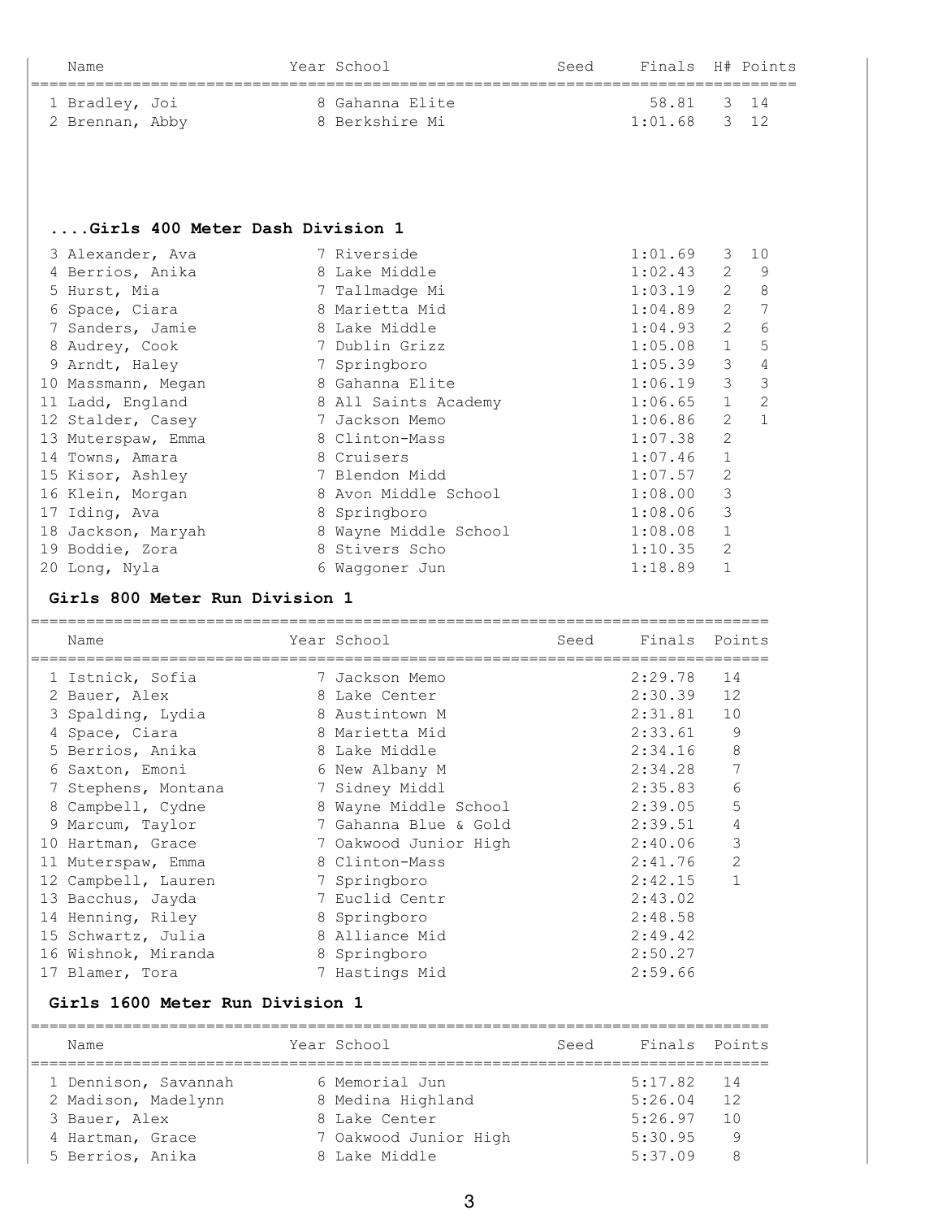| Name | Year | School | Seed | Finals | H# | Points |
|---|---|---|---|---|---|---|
| 1 Bradley, Joi | 8 | Gahanna Elite | | 58.81 | 3 | 14 |
| 2 Brennan, Abby | 8 | Berkshire Mi | | 1:01.68 | 3 | 12 |

### ....Girls 400 Meter Dash Division 1

| Name | Year | School | Seed | Finals | H# | Points |
|---|---|---|---|---|---|---|
| 3 Alexander, Ava | 7 | Riverside | | 1:01.69 | 3 | 10 |
| 4 Berrios, Anika | 8 | Lake Middle | | 1:02.43 | 2 | 9 |
| 5 Hurst, Mia | 7 | Tallmadge Mi | | 1:03.19 | 2 | 8 |
| 6 Space, Ciara | 8 | Marietta Mid | | 1:04.89 | 2 | 7 |
| 7 Sanders, Jamie | 8 | Lake Middle | | 1:04.93 | 2 | 6 |
| 8 Audrey, Cook | 7 | Dublin Grizz | | 1:05.08 | 1 | 5 |
| 9 Arndt, Haley | 7 | Springboro | | 1:05.39 | 3 | 4 |
| 10 Massmann, Megan | 8 | Gahanna Elite | | 1:06.19 | 3 | 3 |
| 11 Ladd, England | 8 | All Saints Academy | | 1:06.65 | 1 | 2 |
| 12 Stalder, Casey | 7 | Jackson Memo | | 1:06.86 | 2 | 1 |
| 13 Muterspaw, Emma | 8 | Clinton-Mass | | 1:07.38 | 2 | |
| 14 Towns, Amara | 8 | Cruisers | | 1:07.46 | 1 | |
| 15 Kisor, Ashley | 7 | Blendon Midd | | 1:07.57 | 2 | |
| 16 Klein, Morgan | 8 | Avon Middle School | | 1:08.00 | 3 | |
| 17 Iding, Ava | 8 | Springboro | | 1:08.06 | 3 | |
| 18 Jackson, Maryah | 8 | Wayne Middle School | | 1:08.08 | 1 | |
| 19 Boddie, Zora | 8 | Stivers Scho | | 1:10.35 | 2 | |
| 20 Long, Nyla | 6 | Waggoner Jun | | 1:18.89 | 1 | |

### Girls 800 Meter Run Division 1

| Name | Year | School | Seed | Finals | Points |
|---|---|---|---|---|---|
| 1 Istnick, Sofia | 7 | Jackson Memo | | 2:29.78 | 14 |
| 2 Bauer, Alex | 8 | Lake Center | | 2:30.39 | 12 |
| 3 Spalding, Lydia | 8 | Austintown M | | 2:31.81 | 10 |
| 4 Space, Ciara | 8 | Marietta Mid | | 2:33.61 | 9 |
| 5 Berrios, Anika | 8 | Lake Middle | | 2:34.16 | 8 |
| 6 Saxton, Emoni | 6 | New Albany M | | 2:34.28 | 7 |
| 7 Stephens, Montana | 7 | Sidney Middl | | 2:35.83 | 6 |
| 8 Campbell, Cydne | 8 | Wayne Middle School | | 2:39.05 | 5 |
| 9 Marcum, Taylor | 7 | Gahanna Blue & Gold | | 2:39.51 | 4 |
| 10 Hartman, Grace | 7 | Oakwood Junior High | | 2:40.06 | 3 |
| 11 Muterspaw, Emma | 8 | Clinton-Mass | | 2:41.76 | 2 |
| 12 Campbell, Lauren | 7 | Springboro | | 2:42.15 | 1 |
| 13 Bacchus, Jayda | 7 | Euclid Centr | | 2:43.02 | |
| 14 Henning, Riley | 8 | Springboro | | 2:48.58 | |
| 15 Schwartz, Julia | 8 | Alliance Mid | | 2:49.42 | |
| 16 Wishnok, Miranda | 8 | Springboro | | 2:50.27 | |
| 17 Blamer, Tora | 7 | Hastings Mid | | 2:59.66 | |

### Girls 1600 Meter Run Division 1

| Name | Year | School | Seed | Finals | Points |
|---|---|---|---|---|---|
| 1 Dennison, Savannah | 6 | Memorial Jun | | 5:17.82 | 14 |
| 2 Madison, Madelynn | 8 | Medina Highland | | 5:26.04 | 12 |
| 3 Bauer, Alex | 8 | Lake Center | | 5:26.97 | 10 |
| 4 Hartman, Grace | 7 | Oakwood Junior High | | 5:30.95 | 9 |
| 5 Berrios, Anika | 8 | Lake Middle | | 5:37.09 | 8 |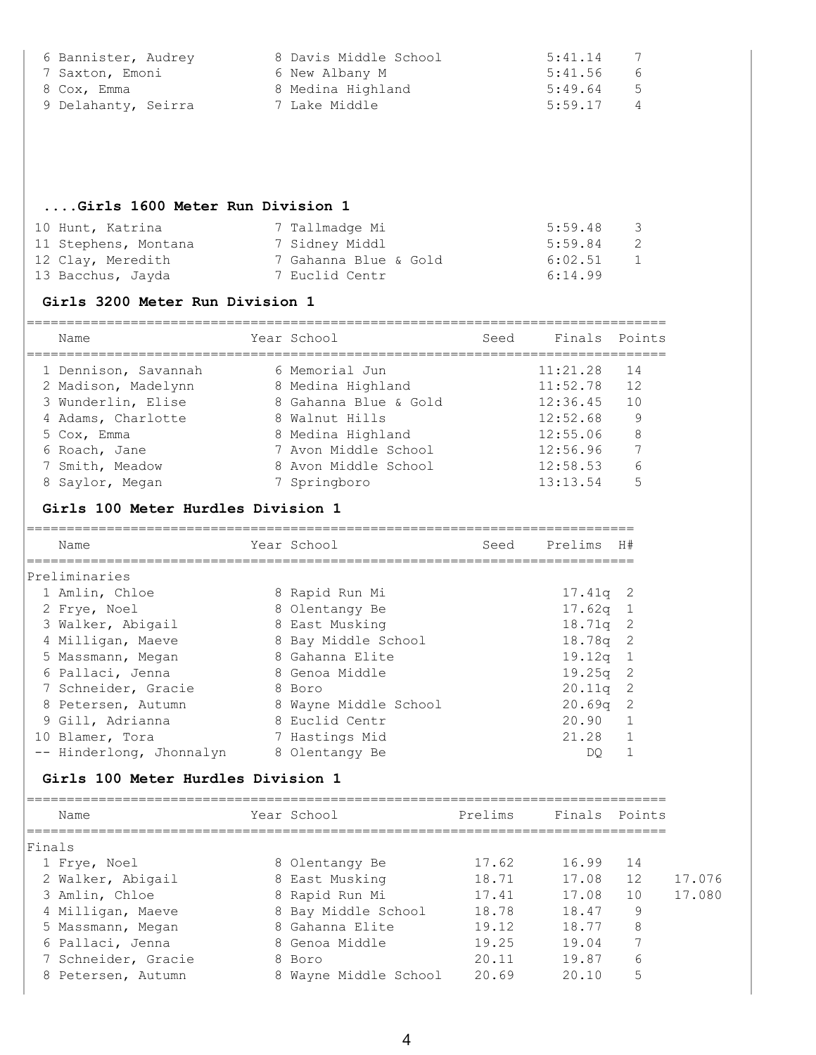| Place | Name | Year | School | Finals | Points |
|---|---|---|---|---|---|
| 6 | Bannister, Audrey | 8 | Davis Middle School | 5:41.14 | 7 |
| 7 | Saxton, Emoni | 6 | New Albany M | 5:41.56 | 6 |
| 8 | Cox, Emma | 8 | Medina Highland | 5:49.64 | 5 |
| 9 | Delahanty, Seirra | 7 | Lake Middle | 5:59.17 | 4 |

### ....Girls 1600 Meter Run Division 1

| Place | Name | Year | School | Finals | Points |
|---|---|---|---|---|---|
| 10 | Hunt, Katrina | 7 | Tallmadge Mi | 5:59.48 | 3 |
| 11 | Stephens, Montana | 7 | Sidney Middl | 5:59.84 | 2 |
| 12 | Clay, Meredith | 7 | Gahanna Blue & Gold | 6:02.51 | 1 |
| 13 | Bacchus, Jayda | 7 | Euclid Centr | 6:14.99 | |

### Girls 3200 Meter Run Division 1

| | Name | Year | School | Seed | Finals | Points |
|---|---|---|---|---|---|---|
| 1 | Dennison, Savannah | 6 | Memorial Jun | | 11:21.28 | 14 |
| 2 | Madison, Madelynn | 8 | Medina Highland | | 11:52.78 | 12 |
| 3 | Wunderlin, Elise | 8 | Gahanna Blue & Gold | | 12:36.45 | 10 |
| 4 | Adams, Charlotte | 8 | Walnut Hills | | 12:52.68 | 9 |
| 5 | Cox, Emma | 8 | Medina Highland | | 12:55.06 | 8 |
| 6 | Roach, Jane | 7 | Avon Middle School | | 12:56.96 | 7 |
| 7 | Smith, Meadow | 8 | Avon Middle School | | 12:58.53 | 6 |
| 8 | Saylor, Megan | 7 | Springboro | | 13:13.54 | 5 |

### Girls 100 Meter Hurdles Division 1

| | Name | Year | School | Seed | Prelims | H# |
|---|---|---|---|---|---|---|
| **Preliminaries** | | | | | | |
| 1 | Amlin, Chloe | 8 | Rapid Run Mi | | 17.41q | 2 |
| 2 | Frye, Noel | 8 | Olentangy Be | | 17.62q | 1 |
| 3 | Walker, Abigail | 8 | East Musking | | 18.71q | 2 |
| 4 | Milligan, Maeve | 8 | Bay Middle School | | 18.78q | 2 |
| 5 | Massmann, Megan | 8 | Gahanna Elite | | 19.12q | 1 |
| 6 | Pallaci, Jenna | 8 | Genoa Middle | | 19.25q | 2 |
| 7 | Schneider, Gracie | 8 | Boro | | 20.11q | 2 |
| 8 | Petersen, Autumn | 8 | Wayne Middle School | | 20.69q | 2 |
| 9 | Gill, Adrianna | 8 | Euclid Centr | | 20.90 | 1 |
| 10 | Blamer, Tora | 7 | Hastings Mid | | 21.28 | 1 |
| -- | Hinderlong, Jhonnalyn | 8 | Olentangy Be | | DQ | 1 |

### Girls 100 Meter Hurdles Division 1

| | Name | Year | School | Prelims | Finals | Points | |
|---|---|---|---|---|---|---|---|
| **Finals** | | | | | | | |
| 1 | Frye, Noel | 8 | Olentangy Be | 17.62 | 16.99 | 14 | |
| 2 | Walker, Abigail | 8 | East Musking | 18.71 | 17.08 | 12 | 17.076 |
| 3 | Amlin, Chloe | 8 | Rapid Run Mi | 17.41 | 17.08 | 10 | 17.080 |
| 4 | Milligan, Maeve | 8 | Bay Middle School | 18.78 | 18.47 | 9 | |
| 5 | Massmann, Megan | 8 | Gahanna Elite | 19.12 | 18.77 | 8 | |
| 6 | Pallaci, Jenna | 8 | Genoa Middle | 19.25 | 19.04 | 7 | |
| 7 | Schneider, Gracie | 8 | Boro | 20.11 | 19.87 | 6 | |
| 8 | Petersen, Autumn | 8 | Wayne Middle School | 20.69 | 20.10 | 5 | |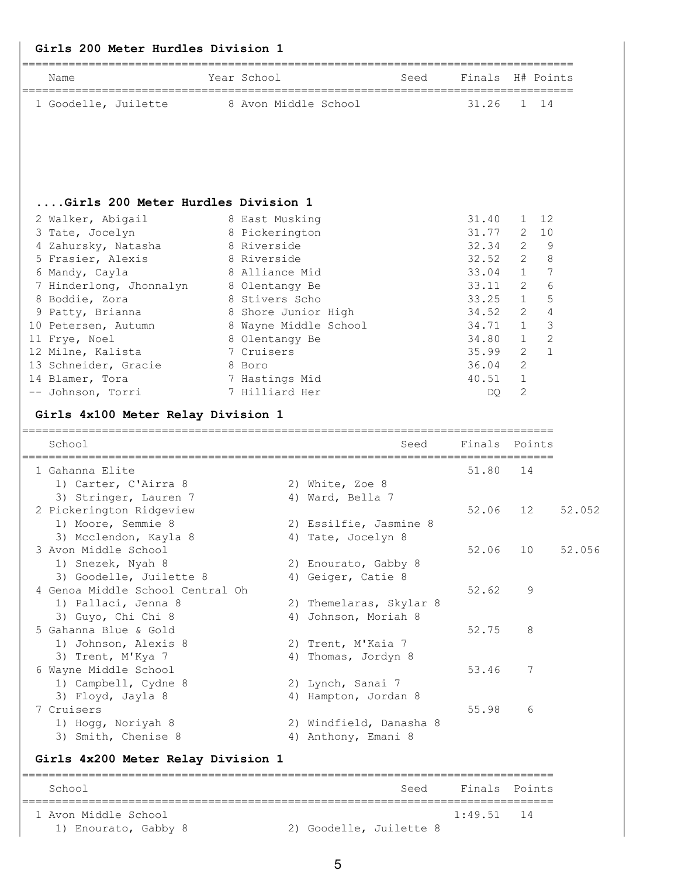## Girls 200 Meter Hurdles Division 1

| Name | Year | School | Seed | Finals | H# | Points |
|---|---|---|---|---|---|---|
| 1 Goodelle, Juilette | 8 | Avon Middle School | | 31.26 | 1 | 14 |
| 2 Walker, Abigail | 8 | East Musking | | 31.40 | 1 | 12 |
| 3 Tate, Jocelyn | 8 | Pickerington | | 31.77 | 2 | 10 |
| 4 Zahursky, Natasha | 8 | Riverside | | 32.34 | 2 | 9 |
| 5 Frasier, Alexis | 8 | Riverside | | 32.52 | 2 | 8 |
| 6 Mandy, Cayla | 8 | Alliance Mid | | 33.04 | 1 | 7 |
| 7 Hinderlong, Jhonnalyn | 8 | Olentangy Be | | 33.11 | 2 | 6 |
| 8 Boddie, Zora | 8 | Stivers Scho | | 33.25 | 1 | 5 |
| 9 Patty, Brianna | 8 | Shore Junior High | | 34.52 | 2 | 4 |
| 10 Petersen, Autumn | 8 | Wayne Middle School | | 34.71 | 1 | 3 |
| 11 Frye, Noel | 8 | Olentangy Be | | 34.80 | 1 | 2 |
| 12 Milne, Kalista | 7 | Cruisers | | 35.99 | 2 | 1 |
| 13 Schneider, Gracie | 8 | Boro | | 36.04 | 2 | |
| 14 Blamer, Tora | 7 | Hastings Mid | | 40.51 | 1 | |
| -- Johnson, Torri | 7 | Hilliard Her | | DQ | 2 | |

## Girls 4x100 Meter Relay Division 1

| School | Seed | Finals | Points | |
|---|---|---|---|---|
| 1 Gahanna Elite | | 51.80 | 14 | |
| 1) Carter, C'Airra 8; 2) White, Zoe 8; 3) Stringer, Lauren 7; 4) Ward, Bella 7 | | | | |
| 2 Pickerington Ridgeview | | 52.06 | 12 | 52.052 |
| 1) Moore, Semmie 8; 2) Essilfie, Jasmine 8; 3) Mcclendon, Kayla 8; 4) Tate, Jocelyn 8 | | | | |
| 3 Avon Middle School | | 52.06 | 10 | 52.056 |
| 1) Snezek, Nyah 8; 2) Enourato, Gabby 8; 3) Goodelle, Juilette 8; 4) Geiger, Catie 8 | | | | |
| 4 Genoa Middle School Central Oh | | 52.62 | 9 | |
| 1) Pallaci, Jenna 8; 2) Themelaras, Skylar 8; 3) Guyo, Chi Chi 8; 4) Johnson, Moriah 8 | | | | |
| 5 Gahanna Blue & Gold | | 52.75 | 8 | |
| 1) Johnson, Alexis 8; 2) Trent, M'Kaia 7; 3) Trent, M'Kya 7; 4) Thomas, Jordyn 8 | | | | |
| 6 Wayne Middle School | | 53.46 | 7 | |
| 1) Campbell, Cydne 8; 2) Lynch, Sanai 7; 3) Floyd, Jayla 8; 4) Hampton, Jordan 8 | | | | |
| 7 Cruisers | | 55.98 | 6 | |
| 1) Hogg, Noriyah 8; 2) Windfield, Danasha 8; 3) Smith, Chenise 8; 4) Anthony, Emani 8 | | | | |

## Girls 4x200 Meter Relay Division 1

| School | Seed | Finals | Points |
|---|---|---|---|
| 1 Avon Middle School | | 1:49.51 | 14 |
| 1) Enourato, Gabby 8; 2) Goodelle, Juilette 8 | | | |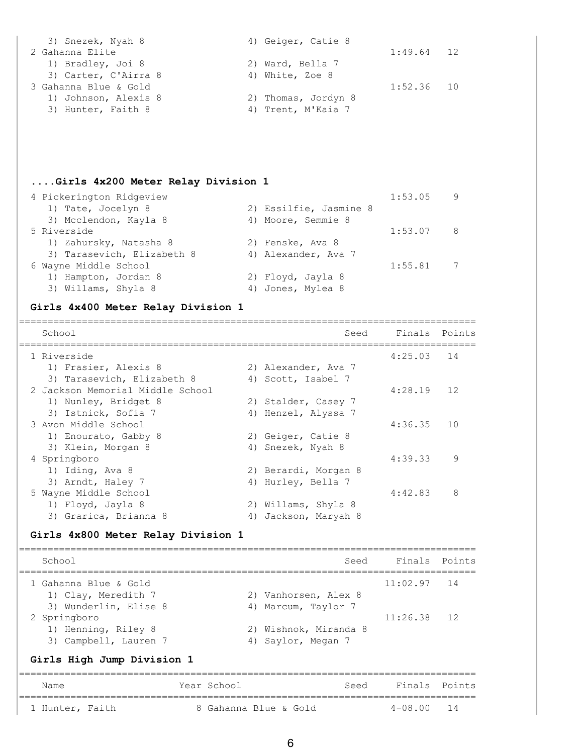| | | | | |
|---|---|---|---|---|
| 3) Snezek, Nyah 8 | 4) Geiger, Catie 8 | | | |
| 2 Gahanna Elite | | | 1:49.64 | 12 |
| 1) Bradley, Joi 8 | 2) Ward, Bella 7 | | | |
| 3) Carter, C'Airra 8 | 4) White, Zoe 8 | | | |
| 3 Gahanna Blue & Gold | | | 1:52.36 | 10 |
| 1) Johnson, Alexis 8 | 2) Thomas, Jordyn 8 | | | |
| 3) Hunter, Faith 8 | 4) Trent, M'Kaia 7 | | | |

### ....Girls 4x200 Meter Relay Division 1

| | | | | |
|---|---|---|---|---|
| 4 Pickerington Ridgeview | | | 1:53.05 | 9 |
| 1) Tate, Jocelyn 8 | 2) Essilfie, Jasmine 8 | | | |
| 3) Mcclendon, Kayla 8 | 4) Moore, Semmie 8 | | | |
| 5 Riverside | | | 1:53.07 | 8 |
| 1) Zahursky, Natasha 8 | 2) Fenske, Ava 8 | | | |
| 3) Tarasevich, Elizabeth 8 | 4) Alexander, Ava 7 | | | |
| 6 Wayne Middle School | | | 1:55.81 | 7 |
| 1) Hampton, Jordan 8 | 2) Floyd, Jayla 8 | | | |
| 3) Willams, Shyla 8 | 4) Jones, Mylea 8 | | | |

### Girls 4x400 Meter Relay Division 1

| School | | Seed | Finals | Points |
|---|---|---|---|---|
| 1 Riverside | | | 4:25.03 | 14 |
| 1) Frasier, Alexis 8 | 2) Alexander, Ava 7 | | | |
| 3) Tarasevich, Elizabeth 8 | 4) Scott, Isabel 7 | | | |
| 2 Jackson Memorial Middle School | | | 4:28.19 | 12 |
| 1) Nunley, Bridget 8 | 2) Stalder, Casey 7 | | | |
| 3) Istnick, Sofia 7 | 4) Henzel, Alyssa 7 | | | |
| 3 Avon Middle School | | | 4:36.35 | 10 |
| 1) Enourato, Gabby 8 | 2) Geiger, Catie 8 | | | |
| 3) Klein, Morgan 8 | 4) Snezek, Nyah 8 | | | |
| 4 Springboro | | | 4:39.33 | 9 |
| 1) Iding, Ava 8 | 2) Berardi, Morgan 8 | | | |
| 3) Arndt, Haley 7 | 4) Hurley, Bella 7 | | | |
| 5 Wayne Middle School | | | 4:42.83 | 8 |
| 1) Floyd, Jayla 8 | 2) Willams, Shyla 8 | | | |
| 3) Grarica, Brianna 8 | 4) Jackson, Maryah 8 | | | |

### Girls 4x800 Meter Relay Division 1

| School | | Seed | Finals | Points |
|---|---|---|---|---|
| 1 Gahanna Blue & Gold | | | 11:02.97 | 14 |
| 1) Clay, Meredith 7 | 2) Vanhorsen, Alex 8 | | | |
| 3) Wunderlin, Elise 8 | 4) Marcum, Taylor 7 | | | |
| 2 Springboro | | | 11:26.38 | 12 |
| 1) Henning, Riley 8 | 2) Wishnok, Miranda 8 | | | |
| 3) Campbell, Lauren 7 | 4) Saylor, Megan 7 | | | |

### Girls High Jump Division 1

| Name | Year | School | Seed | Finals | Points |
|---|---|---|---|---|---|
| 1 Hunter, Faith | 8 | Gahanna Blue & Gold | | 4-08.00 | 14 |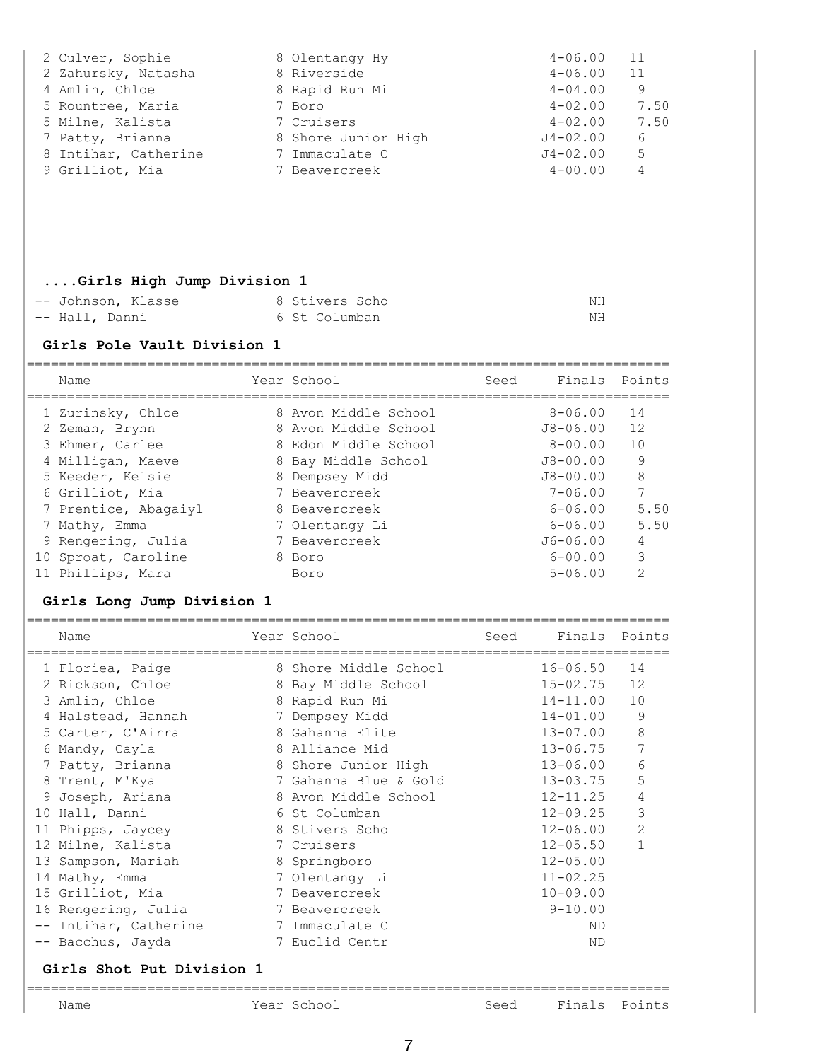| Name | Year | School | Seed | Finals | Points |
|---|---|---|---|---|---|
| 2 Culver, Sophie | 8 | Olentangy Hy | | 4-06.00 | 11 |
| 2 Zahursky, Natasha | 8 | Riverside | | 4-06.00 | 11 |
| 4 Amlin, Chloe | 8 | Rapid Run Mi | | 4-04.00 | 9 |
| 5 Rountree, Maria | 7 | Boro | | 4-02.00 | 7.50 |
| 5 Milne, Kalista | 7 | Cruisers | | 4-02.00 | 7.50 |
| 7 Patty, Brianna | 8 | Shore Junior High | | J4-02.00 | 6 |
| 8 Intihar, Catherine | 7 | Immaculate C | | J4-02.00 | 5 |
| 9 Grilliot, Mia | 7 | Beavercreek | | 4-00.00 | 4 |

### ....Girls High Jump Division 1

| Name | Year | School | Seed | Finals | Points |
|---|---|---|---|---|---|
| -- Johnson, Klasse | 8 | Stivers Scho | | NH | |
| -- Hall, Danni | 6 | St Columban | | NH | |

### Girls Pole Vault Division 1

| Name | Year | School | Seed | Finals | Points |
|---|---|---|---|---|---|
| 1 Zurinsky, Chloe | 8 | Avon Middle School | | 8-06.00 | 14 |
| 2 Zeman, Brynn | 8 | Avon Middle School | | J8-06.00 | 12 |
| 3 Ehmer, Carlee | 8 | Edon Middle School | | 8-00.00 | 10 |
| 4 Milligan, Maeve | 8 | Bay Middle School | | J8-00.00 | 9 |
| 5 Keeder, Kelsie | 8 | Dempsey Midd | | J8-00.00 | 8 |
| 6 Grilliot, Mia | 7 | Beavercreek | | 7-06.00 | 7 |
| 7 Prentice, Abagaiyl | 8 | Beavercreek | | 6-06.00 | 5.50 |
| 7 Mathy, Emma | 7 | Olentangy Li | | 6-06.00 | 5.50 |
| 9 Rengering, Julia | 7 | Beavercreek | | J6-06.00 | 4 |
| 10 Sproat, Caroline | 8 | Boro | | 6-00.00 | 3 |
| 11 Phillips, Mara | | Boro | | 5-06.00 | 2 |

### Girls Long Jump Division 1

| Name | Year | School | Seed | Finals | Points |
|---|---|---|---|---|---|
| 1 Floriea, Paige | 8 | Shore Middle School | | 16-06.50 | 14 |
| 2 Rickson, Chloe | 8 | Bay Middle School | | 15-02.75 | 12 |
| 3 Amlin, Chloe | 8 | Rapid Run Mi | | 14-11.00 | 10 |
| 4 Halstead, Hannah | 7 | Dempsey Midd | | 14-01.00 | 9 |
| 5 Carter, C'Airra | 8 | Gahanna Elite | | 13-07.00 | 8 |
| 6 Mandy, Cayla | 8 | Alliance Mid | | 13-06.75 | 7 |
| 7 Patty, Brianna | 8 | Shore Junior High | | 13-06.00 | 6 |
| 8 Trent, M'Kya | 7 | Gahanna Blue & Gold | | 13-03.75 | 5 |
| 9 Joseph, Ariana | 8 | Avon Middle School | | 12-11.25 | 4 |
| 10 Hall, Danni | 6 | St Columban | | 12-09.25 | 3 |
| 11 Phipps, Jaycey | 8 | Stivers Scho | | 12-06.00 | 2 |
| 12 Milne, Kalista | 7 | Cruisers | | 12-05.50 | 1 |
| 13 Sampson, Mariah | 8 | Springboro | | 12-05.00 | |
| 14 Mathy, Emma | 7 | Olentangy Li | | 11-02.25 | |
| 15 Grilliot, Mia | 7 | Beavercreek | | 10-09.00 | |
| 16 Rengering, Julia | 7 | Beavercreek | | 9-10.00 | |
| -- Intihar, Catherine | 7 | Immaculate C | | ND | |
| -- Bacchus, Jayda | 7 | Euclid Centr | | ND | |

### Girls Shot Put Division 1

| Name | Year | School | Seed | Finals | Points |
|---|---|---|---|---|---|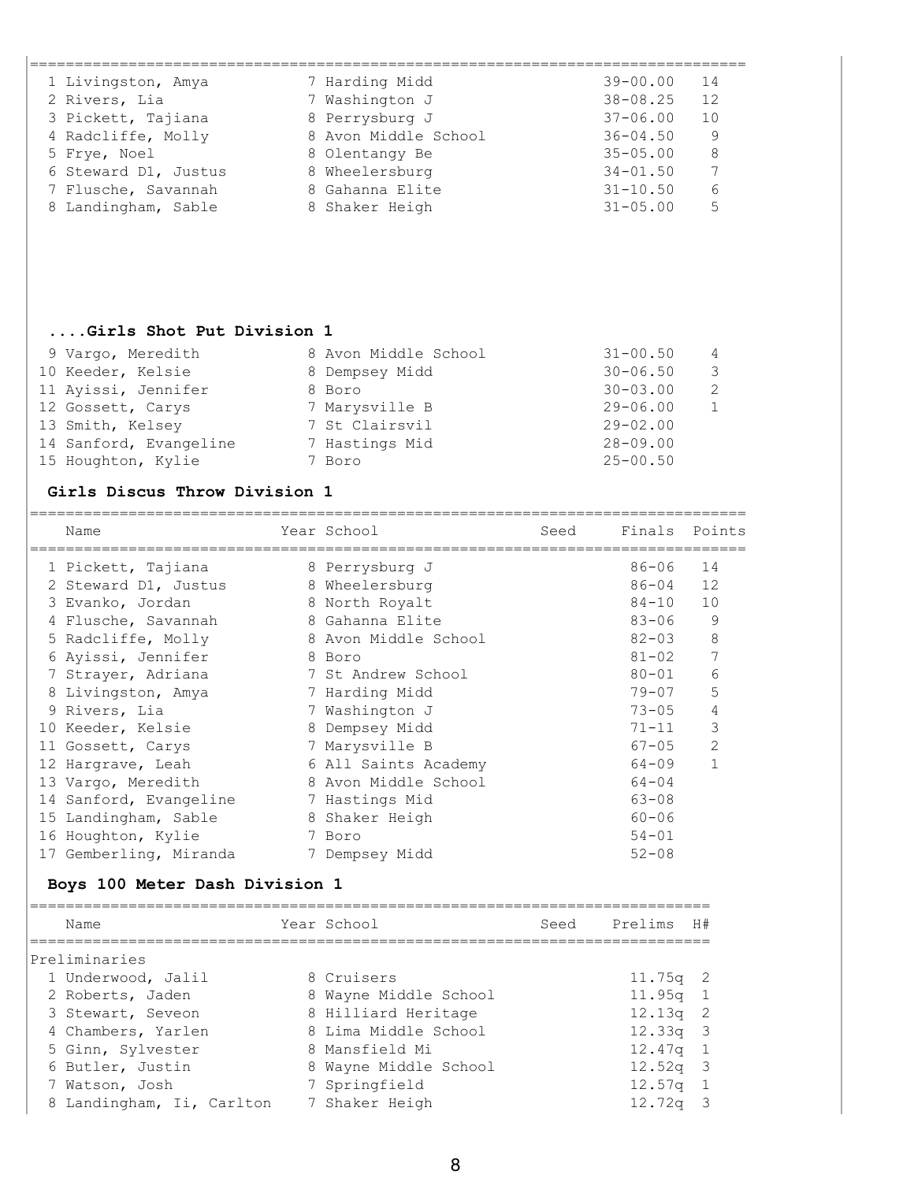| Place | Name | Year | School | Finals | Points |
|---|---|---|---|---|---|
| 1 | Livingston, Amya | 7 | Harding Midd | 39-00.00 | 14 |
| 2 | Rivers, Lia | 7 | Washington J | 38-08.25 | 12 |
| 3 | Pickett, Tajiana | 8 | Perrysburg J | 37-06.00 | 10 |
| 4 | Radcliffe, Molly | 8 | Avon Middle School | 36-04.50 | 9 |
| 5 | Frye, Noel | 8 | Olentangy Be | 35-05.00 | 8 |
| 6 | Steward D1, Justus | 8 | Wheelersburg | 34-01.50 | 7 |
| 7 | Flusche, Savannah | 8 | Gahanna Elite | 31-10.50 | 6 |
| 8 | Landingham, Sable | 8 | Shaker Heigh | 31-05.00 | 5 |

### ....Girls Shot Put Division 1

| Place | Name | Year | School | Finals | Points |
|---|---|---|---|---|---|
| 9 | Vargo, Meredith | 8 | Avon Middle School | 31-00.50 | 4 |
| 10 | Keeder, Kelsie | 8 | Dempsey Midd | 30-06.50 | 3 |
| 11 | Ayissi, Jennifer | 8 | Boro | 30-03.00 | 2 |
| 12 | Gossett, Carys | 7 | Marysville B | 29-06.00 | 1 |
| 13 | Smith, Kelsey | 7 | St Clairsvil | 29-02.00 | |
| 14 | Sanford, Evangeline | 7 | Hastings Mid | 28-09.00 | |
| 15 | Houghton, Kylie | 7 | Boro | 25-00.50 | |

### Girls Discus Throw Division 1

| Place | Name | Year | School | Seed | Finals | Points |
|---|---|---|---|---|---|---|
| 1 | Pickett, Tajiana | 8 | Perrysburg J | | 86-06 | 14 |
| 2 | Steward D1, Justus | 8 | Wheelersburg | | 86-04 | 12 |
| 3 | Evanko, Jordan | 8 | North Royalt | | 84-10 | 10 |
| 4 | Flusche, Savannah | 8 | Gahanna Elite | | 83-06 | 9 |
| 5 | Radcliffe, Molly | 8 | Avon Middle School | | 82-03 | 8 |
| 6 | Ayissi, Jennifer | 8 | Boro | | 81-02 | 7 |
| 7 | Strayer, Adriana | 7 | St Andrew School | | 80-01 | 6 |
| 8 | Livingston, Amya | 7 | Harding Midd | | 79-07 | 5 |
| 9 | Rivers, Lia | 7 | Washington J | | 73-05 | 4 |
| 10 | Keeder, Kelsie | 8 | Dempsey Midd | | 71-11 | 3 |
| 11 | Gossett, Carys | 7 | Marysville B | | 67-05 | 2 |
| 12 | Hargrave, Leah | 6 | All Saints Academy | | 64-09 | 1 |
| 13 | Vargo, Meredith | 8 | Avon Middle School | | 64-04 | |
| 14 | Sanford, Evangeline | 7 | Hastings Mid | | 63-08 | |
| 15 | Landingham, Sable | 8 | Shaker Heigh | | 60-06 | |
| 16 | Houghton, Kylie | 7 | Boro | | 54-01 | |
| 17 | Gemberling, Miranda | 7 | Dempsey Midd | | 52-08 | |

### Boys 100 Meter Dash Division 1

Preliminaries

| Place | Name | Year | School | Seed | Prelims | H# |
|---|---|---|---|---|---|---|
| 1 | Underwood, Jalil | 8 | Cruisers | | 11.75q | 2 |
| 2 | Roberts, Jaden | 8 | Wayne Middle School | | 11.95q | 1 |
| 3 | Stewart, Seveon | 8 | Hilliard Heritage | | 12.13q | 2 |
| 4 | Chambers, Yarlen | 8 | Lima Middle School | | 12.33q | 3 |
| 5 | Ginn, Sylvester | 8 | Mansfield Mi | | 12.47q | 1 |
| 6 | Butler, Justin | 8 | Wayne Middle School | | 12.52q | 3 |
| 7 | Watson, Josh | 7 | Springfield | | 12.57q | 1 |
| 8 | Landingham, Ii, Carlton | 7 | Shaker Heigh | | 12.72q | 3 |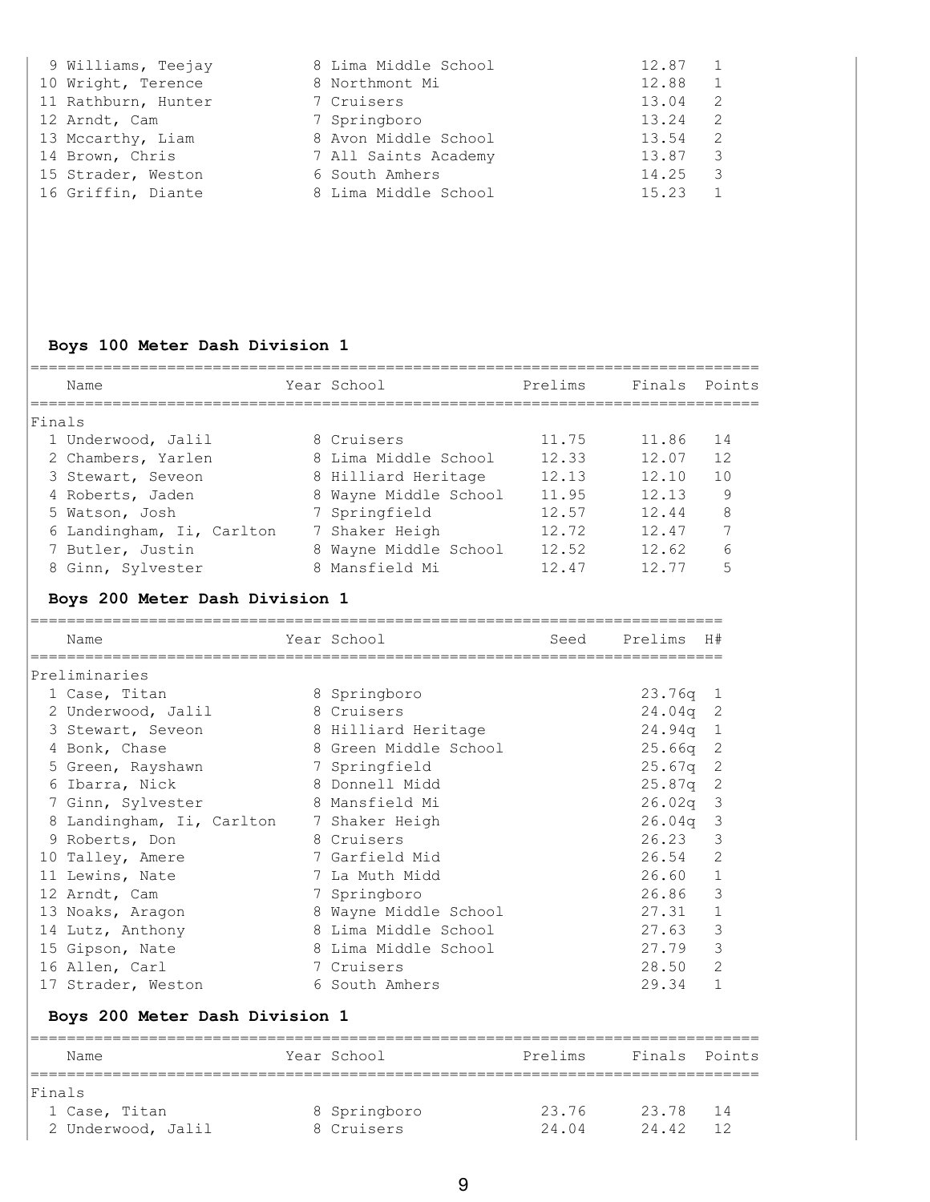| | Name | Year | School | | | |
|---|---|---|---|---|---|---|
| 9 | Williams, Teejay | 8 | Lima Middle School | | 12.87 | 1 |
| 10 | Wright, Terence | 8 | Northmont Mi | | 12.88 | 1 |
| 11 | Rathburn, Hunter | 7 | Cruisers | | 13.04 | 2 |
| 12 | Arndt, Cam | 7 | Springboro | | 13.24 | 2 |
| 13 | Mccarthy, Liam | 8 | Avon Middle School | | 13.54 | 2 |
| 14 | Brown, Chris | 7 | All Saints Academy | | 13.87 | 3 |
| 15 | Strader, Weston | 6 | South Amhers | | 14.25 | 3 |
| 16 | Griffin, Diante | 8 | Lima Middle School | | 15.23 | 1 |

**Boys 100 Meter Dash Division 1**

Finals

| | Name | Year | School | Prelims | Finals | Points |
|---|---|---|---|---|---|---|
| 1 | Underwood, Jalil | 8 | Cruisers | 11.75 | 11.86 | 14 |
| 2 | Chambers, Yarlen | 8 | Lima Middle School | 12.33 | 12.07 | 12 |
| 3 | Stewart, Seveon | 8 | Hilliard Heritage | 12.13 | 12.10 | 10 |
| 4 | Roberts, Jaden | 8 | Wayne Middle School | 11.95 | 12.13 | 9 |
| 5 | Watson, Josh | 7 | Springfield | 12.57 | 12.44 | 8 |
| 6 | Landingham, Ii, Carlton | 7 | Shaker Heigh | 12.72 | 12.47 | 7 |
| 7 | Butler, Justin | 8 | Wayne Middle School | 12.52 | 12.62 | 6 |
| 8 | Ginn, Sylvester | 8 | Mansfield Mi | 12.47 | 12.77 | 5 |

**Boys 200 Meter Dash Division 1**

Preliminaries

| | Name | Year | School | Seed | Prelims | H# |
|---|---|---|---|---|---|---|
| 1 | Case, Titan | 8 | Springboro | | 23.76q | 1 |
| 2 | Underwood, Jalil | 8 | Cruisers | | 24.04q | 2 |
| 3 | Stewart, Seveon | 8 | Hilliard Heritage | | 24.94q | 1 |
| 4 | Bonk, Chase | 8 | Green Middle School | | 25.66q | 2 |
| 5 | Green, Rayshawn | 7 | Springfield | | 25.67q | 2 |
| 6 | Ibarra, Nick | 8 | Donnell Midd | | 25.87q | 2 |
| 7 | Ginn, Sylvester | 8 | Mansfield Mi | | 26.02q | 3 |
| 8 | Landingham, Ii, Carlton | 7 | Shaker Heigh | | 26.04q | 3 |
| 9 | Roberts, Don | 8 | Cruisers | | 26.23 | 3 |
| 10 | Talley, Amere | 7 | Garfield Mid | | 26.54 | 2 |
| 11 | Lewins, Nate | 7 | La Muth Midd | | 26.60 | 1 |
| 12 | Arndt, Cam | 7 | Springboro | | 26.86 | 3 |
| 13 | Noaks, Aragon | 8 | Wayne Middle School | | 27.31 | 1 |
| 14 | Lutz, Anthony | 8 | Lima Middle School | | 27.63 | 3 |
| 15 | Gipson, Nate | 8 | Lima Middle School | | 27.79 | 3 |
| 16 | Allen, Carl | 7 | Cruisers | | 28.50 | 2 |
| 17 | Strader, Weston | 6 | South Amhers | | 29.34 | 1 |

**Boys 200 Meter Dash Division 1**

Finals

| | Name | Year | School | Prelims | Finals | Points |
|---|---|---|---|---|---|---|
| 1 | Case, Titan | 8 | Springboro | 23.76 | 23.78 | 14 |
| 2 | Underwood, Jalil | 8 | Cruisers | 24.04 | 24.42 | 12 |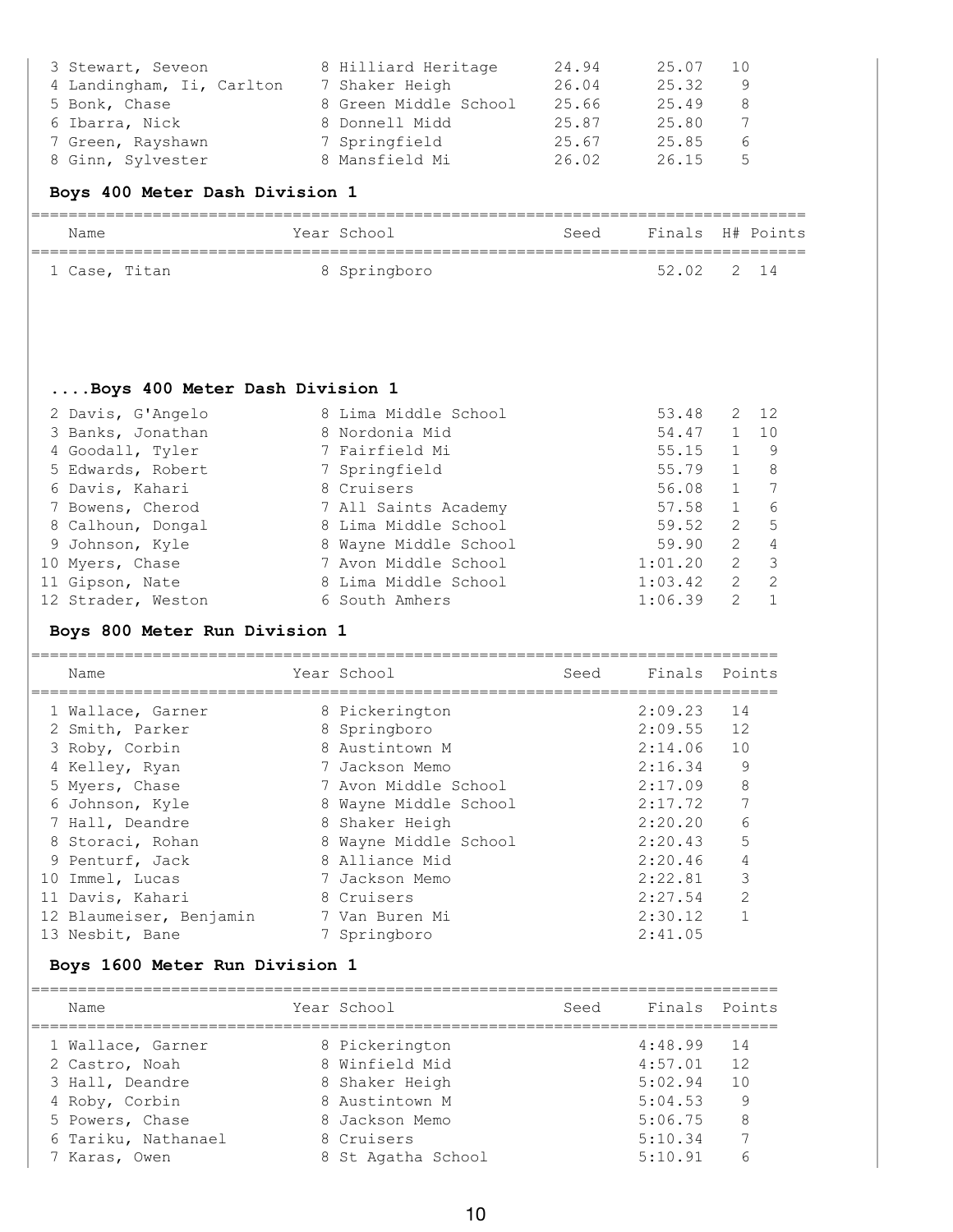| Name | Year | School | Seed | Finals | Points |
|---|---|---|---|---|---|
| 3 Stewart, Seveon | 8 | Hilliard Heritage | 24.94 | 25.07 | 10 |
| 4 Landingham, Ii, Carlton | 7 | Shaker Heigh | 26.04 | 25.32 | 9 |
| 5 Bonk, Chase | 8 | Green Middle School | 25.66 | 25.49 | 8 |
| 6 Ibarra, Nick | 8 | Donnell Midd | 25.87 | 25.80 | 7 |
| 7 Green, Rayshawn | 7 | Springfield | 25.67 | 25.85 | 6 |
| 8 Ginn, Sylvester | 8 | Mansfield Mi | 26.02 | 26.15 | 5 |

### Boys 400 Meter Dash Division 1

| Name | Year | School | Seed | Finals | H# | Points |
|---|---|---|---|---|---|---|
| 1 Case, Titan | 8 | Springboro | | 52.02 | 2 | 14 |
| 2 Davis, G'Angelo | 8 | Lima Middle School | | 53.48 | 2 | 12 |
| 3 Banks, Jonathan | 8 | Nordonia Mid | | 54.47 | 1 | 10 |
| 4 Goodall, Tyler | 7 | Fairfield Mi | | 55.15 | 1 | 9 |
| 5 Edwards, Robert | 7 | Springfield | | 55.79 | 1 | 8 |
| 6 Davis, Kahari | 8 | Cruisers | | 56.08 | 1 | 7 |
| 7 Bowens, Cherod | 7 | All Saints Academy | | 57.58 | 1 | 6 |
| 8 Calhoun, Dongal | 8 | Lima Middle School | | 59.52 | 2 | 5 |
| 9 Johnson, Kyle | 8 | Wayne Middle School | | 59.90 | 2 | 4 |
| 10 Myers, Chase | 7 | Avon Middle School | | 1:01.20 | 2 | 3 |
| 11 Gipson, Nate | 8 | Lima Middle School | | 1:03.42 | 2 | 2 |
| 12 Strader, Weston | 6 | South Amhers | | 1:06.39 | 2 | 1 |

### Boys 800 Meter Run Division 1

| Name | Year | School | Seed | Finals | Points |
|---|---|---|---|---|---|
| 1 Wallace, Garner | 8 | Pickerington | | 2:09.23 | 14 |
| 2 Smith, Parker | 8 | Springboro | | 2:09.55 | 12 |
| 3 Roby, Corbin | 8 | Austintown M | | 2:14.06 | 10 |
| 4 Kelley, Ryan | 7 | Jackson Memo | | 2:16.34 | 9 |
| 5 Myers, Chase | 7 | Avon Middle School | | 2:17.09 | 8 |
| 6 Johnson, Kyle | 8 | Wayne Middle School | | 2:17.72 | 7 |
| 7 Hall, Deandre | 8 | Shaker Heigh | | 2:20.20 | 6 |
| 8 Storaci, Rohan | 8 | Wayne Middle School | | 2:20.43 | 5 |
| 9 Penturf, Jack | 8 | Alliance Mid | | 2:20.46 | 4 |
| 10 Immel, Lucas | 7 | Jackson Memo | | 2:22.81 | 3 |
| 11 Davis, Kahari | 8 | Cruisers | | 2:27.54 | 2 |
| 12 Blaumeiser, Benjamin | 7 | Van Buren Mi | | 2:30.12 | 1 |
| 13 Nesbit, Bane | 7 | Springboro | | 2:41.05 | |

### Boys 1600 Meter Run Division 1

| Name | Year | School | Seed | Finals | Points |
|---|---|---|---|---|---|
| 1 Wallace, Garner | 8 | Pickerington | | 4:48.99 | 14 |
| 2 Castro, Noah | 8 | Winfield Mid | | 4:57.01 | 12 |
| 3 Hall, Deandre | 8 | Shaker Heigh | | 5:02.94 | 10 |
| 4 Roby, Corbin | 8 | Austintown M | | 5:04.53 | 9 |
| 5 Powers, Chase | 8 | Jackson Memo | | 5:06.75 | 8 |
| 6 Tariku, Nathanael | 8 | Cruisers | | 5:10.34 | 7 |
| 7 Karas, Owen | 8 | St Agatha School | | 5:10.91 | 6 |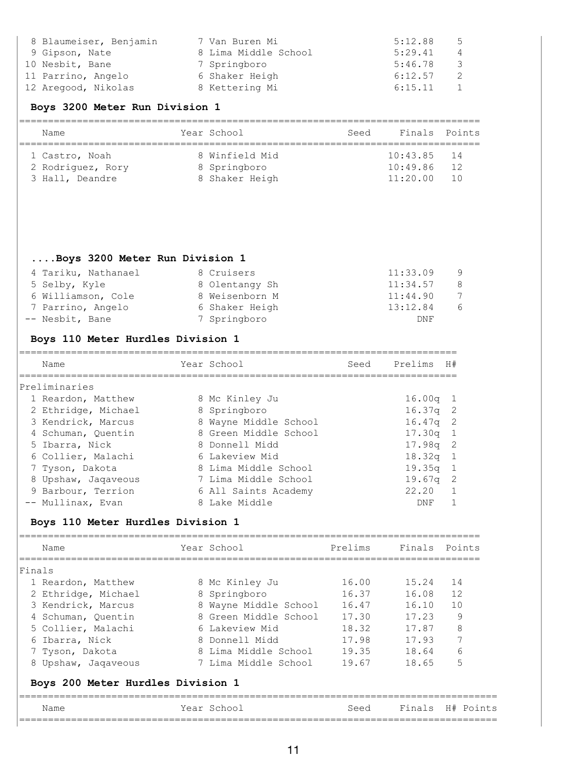| Name | Year | School | Seed | Finals | Points |
|---|---|---|---|---|---|
| 8 Blaumeiser, Benjamin | 7 | Van Buren Mi | | 5:12.88 | 5 |
| 9 Gipson, Nate | 8 | Lima Middle School | | 5:29.41 | 4 |
| 10 Nesbit, Bane | 7 | Springboro | | 5:46.78 | 3 |
| 11 Parrino, Angelo | 6 | Shaker Heigh | | 6:12.57 | 2 |
| 12 Aregood, Nikolas | 8 | Kettering Mi | | 6:15.11 | 1 |

## Boys 3200 Meter Run Division 1

| Name | Year | School | Seed | Finals | Points |
|---|---|---|---|---|---|
| 1 Castro, Noah | 8 | Winfield Mid | | 10:43.85 | 14 |
| 2 Rodriguez, Rory | 8 | Springboro | | 10:49.86 | 12 |
| 3 Hall, Deandre | 8 | Shaker Heigh | | 11:20.00 | 10 |
| 4 Tariku, Nathanael | 8 | Cruisers | | 11:33.09 | 9 |
| 5 Selby, Kyle | 8 | Olentangy Sh | | 11:34.57 | 8 |
| 6 Williamson, Cole | 8 | Weisenborn M | | 11:44.90 | 7 |
| 7 Parrino, Angelo | 6 | Shaker Heigh | | 13:12.84 | 6 |
| -- Nesbit, Bane | 7 | Springboro | | DNF | |

## Boys 110 Meter Hurdles Division 1

Preliminaries

| Name | Year | School | Seed | Prelims | H# |
|---|---|---|---|---|---|
| 1 Reardon, Matthew | 8 | Mc Kinley Ju | | 16.00q | 1 |
| 2 Ethridge, Michael | 8 | Springboro | | 16.37q | 2 |
| 3 Kendrick, Marcus | 8 | Wayne Middle School | | 16.47q | 2 |
| 4 Schuman, Quentin | 8 | Green Middle School | | 17.30q | 1 |
| 5 Ibarra, Nick | 8 | Donnell Midd | | 17.98q | 2 |
| 6 Collier, Malachi | 6 | Lakeview Mid | | 18.32q | 1 |
| 7 Tyson, Dakota | 8 | Lima Middle School | | 19.35q | 1 |
| 8 Upshaw, Jaqaveous | 7 | Lima Middle School | | 19.67q | 2 |
| 9 Barbour, Terrion | 6 | All Saints Academy | | 22.20 | 1 |
| -- Mullinax, Evan | 8 | Lake Middle | | DNF | 1 |

## Boys 110 Meter Hurdles Division 1

Finals

| Name | Year | School | Prelims | Finals | Points |
|---|---|---|---|---|---|
| 1 Reardon, Matthew | 8 | Mc Kinley Ju | 16.00 | 15.24 | 14 |
| 2 Ethridge, Michael | 8 | Springboro | 16.37 | 16.08 | 12 |
| 3 Kendrick, Marcus | 8 | Wayne Middle School | 16.47 | 16.10 | 10 |
| 4 Schuman, Quentin | 8 | Green Middle School | 17.30 | 17.23 | 9 |
| 5 Collier, Malachi | 6 | Lakeview Mid | 18.32 | 17.87 | 8 |
| 6 Ibarra, Nick | 8 | Donnell Midd | 17.98 | 17.93 | 7 |
| 7 Tyson, Dakota | 8 | Lima Middle School | 19.35 | 18.64 | 6 |
| 8 Upshaw, Jaqaveous | 7 | Lima Middle School | 19.67 | 18.65 | 5 |

## Boys 200 Meter Hurdles Division 1

| Name | Year | School | Seed | Finals | H# | Points |
|---|---|---|---|---|---|---|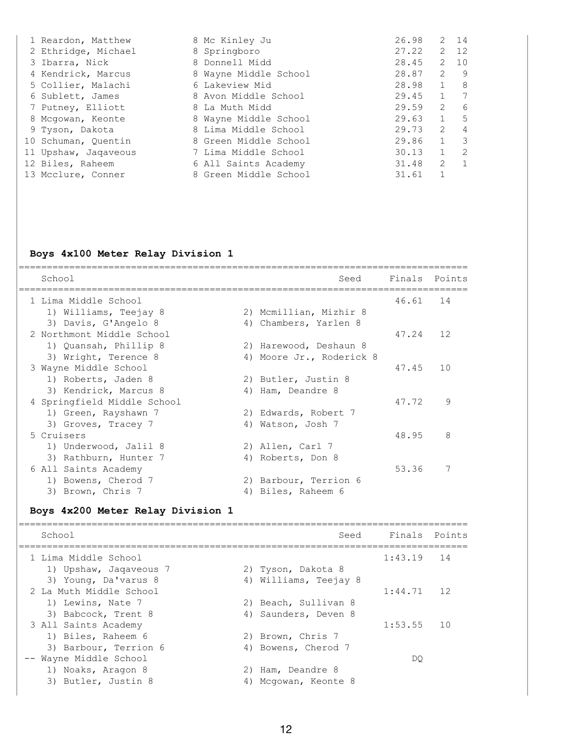| Place | Name | Year | School | Finals | Heat | Points |
|---|---|---|---|---|---|---|
| 1 | Reardon, Matthew | 8 | Mc Kinley Ju | 26.98 | 2 | 14 |
| 2 | Ethridge, Michael | 8 | Springboro | 27.22 | 2 | 12 |
| 3 | Ibarra, Nick | 8 | Donnell Midd | 28.45 | 2 | 10 |
| 4 | Kendrick, Marcus | 8 | Wayne Middle School | 28.87 | 2 | 9 |
| 5 | Collier, Malachi | 6 | Lakeview Mid | 28.98 | 1 | 8 |
| 6 | Sublett, James | 8 | Avon Middle School | 29.45 | 1 | 7 |
| 7 | Putney, Elliott | 8 | La Muth Midd | 29.59 | 2 | 6 |
| 8 | Mcgowan, Keonte | 8 | Wayne Middle School | 29.63 | 1 | 5 |
| 9 | Tyson, Dakota | 8 | Lima Middle School | 29.73 | 2 | 4 |
| 10 | Schuman, Quentin | 8 | Green Middle School | 29.86 | 1 | 3 |
| 11 | Upshaw, Jaqaveous | 7 | Lima Middle School | 30.13 | 1 | 2 |
| 12 | Biles, Raheem | 6 | All Saints Academy | 31.48 | 2 | 1 |
| 13 | Mcclure, Conner | 8 | Green Middle School | 31.61 | 1 | |

**Boys 4x100 Meter Relay Division 1**

| Place | School | Seed | Finals | Points |
|---|---|---|---|---|
| 1 | Lima Middle School | | 46.61 | 14 |
| | 1) Williams, Teejay 8; 2) Mcmillian, Mizhir 8; 3) Davis, G'Angelo 8; 4) Chambers, Yarlen 8 | | | |
| 2 | Northmont Middle School | | 47.24 | 12 |
| | 1) Quansah, Phillip 8; 2) Harewood, Deshaun 8; 3) Wright, Terence 8; 4) Moore Jr., Roderick 8 | | | |
| 3 | Wayne Middle School | | 47.45 | 10 |
| | 1) Roberts, Jaden 8; 2) Butler, Justin 8; 3) Kendrick, Marcus 8; 4) Ham, Deandre 8 | | | |
| 4 | Springfield Middle School | | 47.72 | 9 |
| | 1) Green, Rayshawn 7; 2) Edwards, Robert 7; 3) Groves, Tracey 7; 4) Watson, Josh 7 | | | |
| 5 | Cruisers | | 48.95 | 8 |
| | 1) Underwood, Jalil 8; 2) Allen, Carl 7; 3) Rathburn, Hunter 7; 4) Roberts, Don 8 | | | |
| 6 | All Saints Academy | | 53.36 | 7 |
| | 1) Bowens, Cherod 7; 2) Barbour, Terrion 6; 3) Brown, Chris 7; 4) Biles, Raheem 6 | | | |

**Boys 4x200 Meter Relay Division 1**

| Place | School | Seed | Finals | Points |
|---|---|---|---|---|
| 1 | Lima Middle School | | 1:43.19 | 14 |
| | 1) Upshaw, Jaqaveous 7; 2) Tyson, Dakota 8; 3) Young, Da'varus 8; 4) Williams, Teejay 8 | | | |
| 2 | La Muth Middle School | | 1:44.71 | 12 |
| | 1) Lewins, Nate 7; 2) Beach, Sullivan 8; 3) Babcock, Trent 8; 4) Saunders, Deven 8 | | | |
| 3 | All Saints Academy | | 1:53.55 | 10 |
| | 1) Biles, Raheem 6; 2) Brown, Chris 7; 3) Barbour, Terrion 6; 4) Bowens, Cherod 7 | | | |
| -- | Wayne Middle School | | DQ | |
| | 1) Noaks, Aragon 8; 2) Ham, Deandre 8; 3) Butler, Justin 8; 4) Mcgowan, Keonte 8 | | | |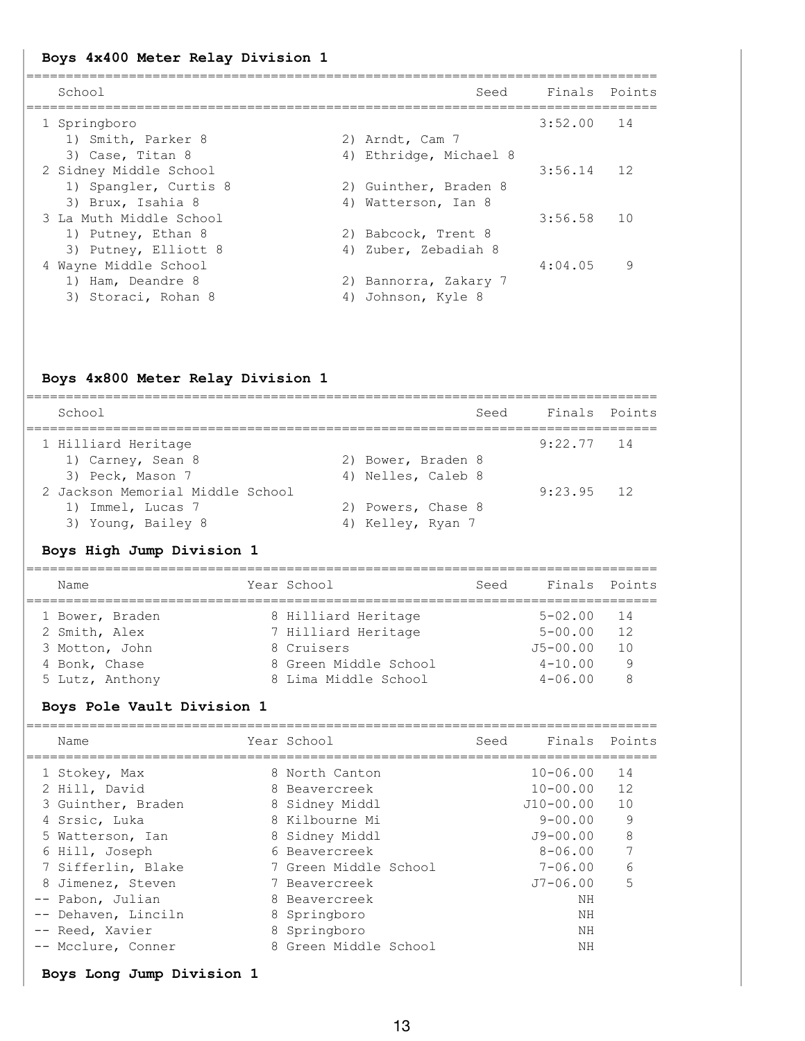### Boys 4x400 Meter Relay Division 1

| Place | School | Seed | Finals | Points |
|---|---|---|---|---|
| 1 | Springboro | | 3:52.00 | 14 |
| | 1) Smith, Parker 8; 2) Arndt, Cam 7; 3) Case, Titan 8; 4) Ethridge, Michael 8 | | | |
| 2 | Sidney Middle School | | 3:56.14 | 12 |
| | 1) Spangler, Curtis 8; 2) Guinther, Braden 8; 3) Brux, Isahia 8; 4) Watterson, Ian 8 | | | |
| 3 | La Muth Middle School | | 3:56.58 | 10 |
| | 1) Putney, Ethan 8; 2) Babcock, Trent 8; 3) Putney, Elliott 8; 4) Zuber, Zebadiah 8 | | | |
| 4 | Wayne Middle School | | 4:04.05 | 9 |
| | 1) Ham, Deandre 8; 2) Bannorra, Zakary 7; 3) Storaci, Rohan 8; 4) Johnson, Kyle 8 | | | |

### Boys 4x800 Meter Relay Division 1

| Place | School | Seed | Finals | Points |
|---|---|---|---|---|
| 1 | Hilliard Heritage | | 9:22.77 | 14 |
| | 1) Carney, Sean 8; 2) Bower, Braden 8; 3) Peck, Mason 7; 4) Nelles, Caleb 8 | | | |
| 2 | Jackson Memorial Middle School | | 9:23.95 | 12 |
| | 1) Immel, Lucas 7; 2) Powers, Chase 8; 3) Young, Bailey 8; 4) Kelley, Ryan 7 | | | |

### Boys High Jump Division 1

| Place | Name | Year | School | Seed | Finals | Points |
|---|---|---|---|---|---|---|
| 1 | Bower, Braden | 8 | Hilliard Heritage | | 5-02.00 | 14 |
| 2 | Smith, Alex | 7 | Hilliard Heritage | | 5-00.00 | 12 |
| 3 | Motton, John | 8 | Cruisers | | J5-00.00 | 10 |
| 4 | Bonk, Chase | 8 | Green Middle School | | 4-10.00 | 9 |
| 5 | Lutz, Anthony | 8 | Lima Middle School | | 4-06.00 | 8 |

### Boys Pole Vault Division 1

| Place | Name | Year | School | Seed | Finals | Points |
|---|---|---|---|---|---|---|
| 1 | Stokey, Max | 8 | North Canton | | 10-06.00 | 14 |
| 2 | Hill, David | 8 | Beavercreek | | 10-00.00 | 12 |
| 3 | Guinther, Braden | 8 | Sidney Middl | | J10-00.00 | 10 |
| 4 | Srsic, Luka | 8 | Kilbourne Mi | | 9-00.00 | 9 |
| 5 | Watterson, Ian | 8 | Sidney Middl | | J9-00.00 | 8 |
| 6 | Hill, Joseph | 6 | Beavercreek | | 8-06.00 | 7 |
| 7 | Sifferlin, Blake | 7 | Green Middle School | | 7-06.00 | 6 |
| 8 | Jimenez, Steven | 7 | Beavercreek | | J7-06.00 | 5 |
| -- | Pabon, Julian | 8 | Beavercreek | | NH | |
| -- | Dehaven, Linciln | 8 | Springboro | | NH | |
| -- | Reed, Xavier | 8 | Springboro | | NH | |
| -- | Mcclure, Conner | 8 | Green Middle School | | NH | |

### Boys Long Jump Division 1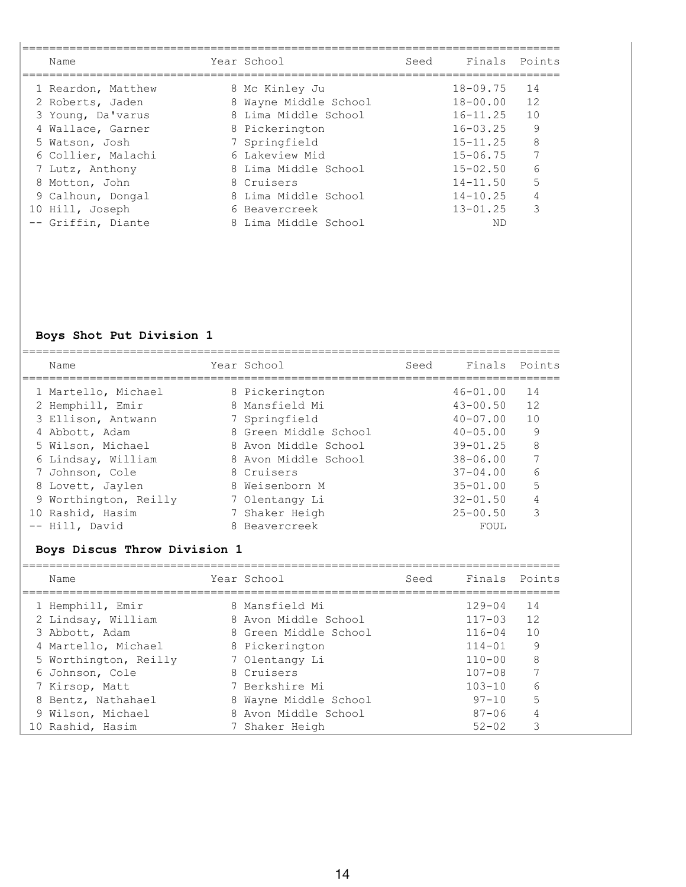| Name | Year | School | Seed | Finals | Points |
|---|---|---|---|---|---|
| 1 Reardon, Matthew | 8 | Mc Kinley Ju | | 18-09.75 | 14 |
| 2 Roberts, Jaden | 8 | Wayne Middle School | | 18-00.00 | 12 |
| 3 Young, Da'varus | 8 | Lima Middle School | | 16-11.25 | 10 |
| 4 Wallace, Garner | 8 | Pickerington | | 16-03.25 | 9 |
| 5 Watson, Josh | 7 | Springfield | | 15-11.25 | 8 |
| 6 Collier, Malachi | 6 | Lakeview Mid | | 15-06.75 | 7 |
| 7 Lutz, Anthony | 8 | Lima Middle School | | 15-02.50 | 6 |
| 8 Motton, John | 8 | Cruisers | | 14-11.50 | 5 |
| 9 Calhoun, Dongal | 8 | Lima Middle School | | 14-10.25 | 4 |
| 10 Hill, Joseph | 6 | Beavercreek | | 13-01.25 | 3 |
| -- Griffin, Diante | 8 | Lima Middle School | | ND | |

### Boys Shot Put Division 1

| Name | Year | School | Seed | Finals | Points |
|---|---|---|---|---|---|
| 1 Martello, Michael | 8 | Pickerington | | 46-01.00 | 14 |
| 2 Hemphill, Emir | 8 | Mansfield Mi | | 43-00.50 | 12 |
| 3 Ellison, Antwann | 7 | Springfield | | 40-07.00 | 10 |
| 4 Abbott, Adam | 8 | Green Middle School | | 40-05.00 | 9 |
| 5 Wilson, Michael | 8 | Avon Middle School | | 39-01.25 | 8 |
| 6 Lindsay, William | 8 | Avon Middle School | | 38-06.00 | 7 |
| 7 Johnson, Cole | 8 | Cruisers | | 37-04.00 | 6 |
| 8 Lovett, Jaylen | 8 | Weisenborn M | | 35-01.00 | 5 |
| 9 Worthington, Reilly | 7 | Olentangy Li | | 32-01.50 | 4 |
| 10 Rashid, Hasim | 7 | Shaker Heigh | | 25-00.50 | 3 |
| -- Hill, David | 8 | Beavercreek | | FOUL | |

### Boys Discus Throw Division 1

| Name | Year | School | Seed | Finals | Points |
|---|---|---|---|---|---|
| 1 Hemphill, Emir | 8 | Mansfield Mi | | 129-04 | 14 |
| 2 Lindsay, William | 8 | Avon Middle School | | 117-03 | 12 |
| 3 Abbott, Adam | 8 | Green Middle School | | 116-04 | 10 |
| 4 Martello, Michael | 8 | Pickerington | | 114-01 | 9 |
| 5 Worthington, Reilly | 7 | Olentangy Li | | 110-00 | 8 |
| 6 Johnson, Cole | 8 | Cruisers | | 107-08 | 7 |
| 7 Kirsop, Matt | 7 | Berkshire Mi | | 103-10 | 6 |
| 8 Bentz, Nathahael | 8 | Wayne Middle School | | 97-10 | 5 |
| 9 Wilson, Michael | 8 | Avon Middle School | | 87-06 | 4 |
| 10 Rashid, Hasim | 7 | Shaker Heigh | | 52-02 | 3 |